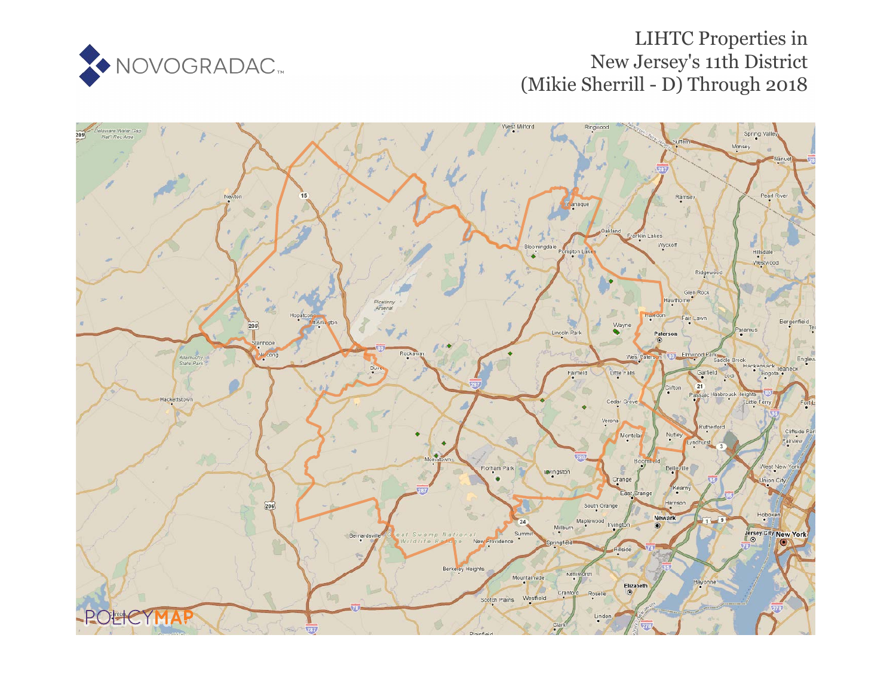NOVOGRADAC

# LIHTC Properties in New Jersey's 11th District (Mikie Sherrill - D) Through 2018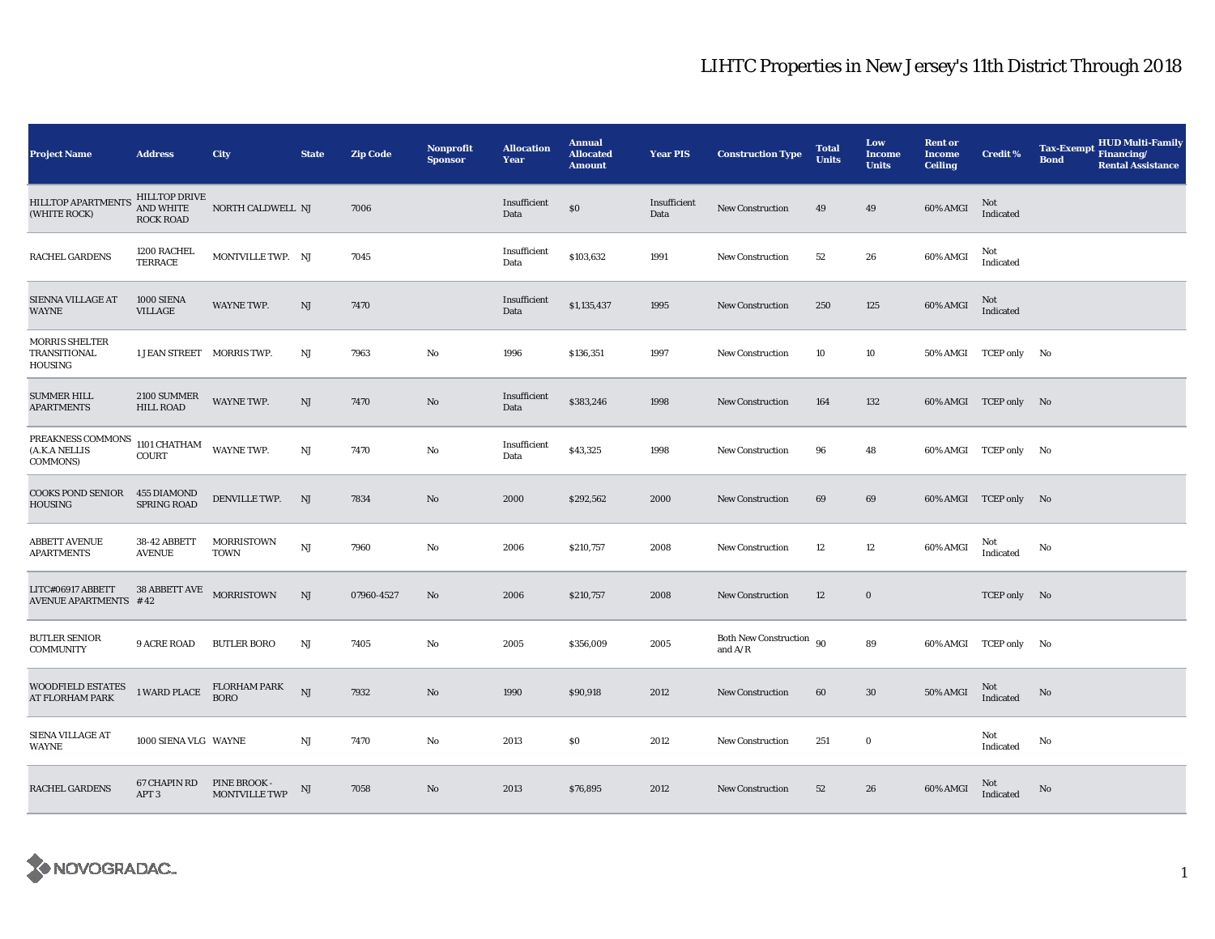# LIHTC Properties in New Jersey's 11th District Through 2018

| Project Name | Address | City | State | Zip Code | Nonprofit Sponsor | Allocation Year | Annual Allocated Amount | Year PIS | Construction Type | Total Units | Low Income Units | Rent or Income Ceiling | Credit % | Tax-Exempt Bond | HUD Multi-Family Financing/ Rental Assistance |
|---|---|---|---|---|---|---|---|---|---|---|---|---|---|---|---|
| HILLTOP APARTMENTS (WHITE ROCK) | HILLTOP DRIVE AND WHITE ROCK ROAD | NORTH CALDWELL | NJ | 7006 | | Insufficient Data | $0 | Insufficient Data | New Construction | 49 | 49 | 60% AMGI | Not Indicated | | |
| RACHEL GARDENS | 1200 RACHEL TERRACE | MONTVILLE TWP. | NJ | 7045 | | Insufficient Data | $103,632 | 1991 | New Construction | 52 | 26 | 60% AMGI | Not Indicated | | |
| SIENNA VILLAGE AT WAYNE | 1000 SIENA VILLAGE | WAYNE TWP. | NJ | 7470 | | Insufficient Data | $1,135,437 | 1995 | New Construction | 250 | 125 | 60% AMGI | Not Indicated | | |
| MORRIS SHELTER TRANSITIONAL HOUSING | 1 JEAN STREET | MORRIS TWP. | NJ | 7963 | No | 1996 | $136,351 | 1997 | New Construction | 10 | 10 | 50% AMGI | TCEP only | No | |
| SUMMER HILL APARTMENTS | 2100 SUMMER HILL ROAD | WAYNE TWP. | NJ | 7470 | No | Insufficient Data | $383,246 | 1998 | New Construction | 164 | 132 | 60% AMGI | TCEP only | No | |
| PREAKNESS COMMONS (A.K.A NELLIS COMMONS) | 1101 CHATHAM COURT | WAYNE TWP. | NJ | 7470 | No | Insufficient Data | $43,325 | 1998 | New Construction | 96 | 48 | 60% AMGI | TCEP only | No | |
| COOKS POND SENIOR HOUSING | 455 DIAMOND SPRING ROAD | DENVILLE TWP. | NJ | 7834 | No | 2000 | $292,562 | 2000 | New Construction | 69 | 69 | 60% AMGI | TCEP only | No | |
| ABBETT AVENUE APARTMENTS | 38-42 ABBETT AVENUE | MORRISTOWN TOWN | NJ | 7960 | No | 2006 | $210,757 | 2008 | New Construction | 12 | 12 | 60% AMGI | Not Indicated | No | |
| LITC#06917 ABBETT AVENUE APARTMENTS | 38 ABBETT AVE #42 | MORRISTOWN | NJ | 07960-4527 | No | 2006 | $210,757 | 2008 | New Construction | 12 | 0 | | TCEP only | No | |
| BUTLER SENIOR COMMUNITY | 9 ACRE ROAD | BUTLER BORO | NJ | 7405 | No | 2005 | $356,009 | 2005 | Both New Construction and A/R | 90 | 89 | 60% AMGI | TCEP only | No | |
| WOODFIELD ESTATES AT FLORHAM PARK | 1 WARD PLACE | FLORHAM PARK BORO | NJ | 7932 | No | 1990 | $90,918 | 2012 | New Construction | 60 | 30 | 50% AMGI | Not Indicated | No | |
| SIENA VILLAGE AT WAYNE | 1000 SIENA VLG | WAYNE | NJ | 7470 | No | 2013 | $0 | 2012 | New Construction | 251 | 0 | | Not Indicated | No | |
| RACHEL GARDENS | 67 CHAPIN RD APT 3 | PINE BROOK - MONTVILLE TWP | NJ | 7058 | No | 2013 | $76,895 | 2012 | New Construction | 52 | 26 | 60% AMGI | Not Indicated | No | |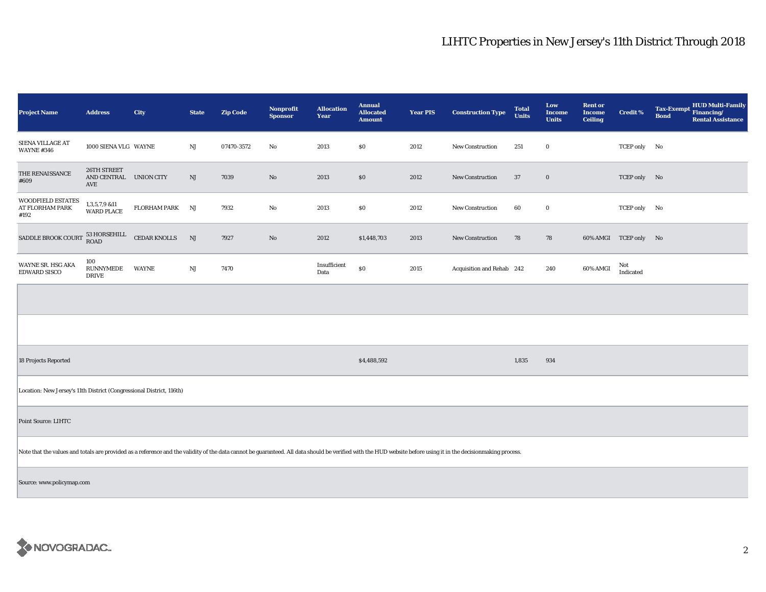# LIHTC Properties in New Jersey's 11th District Through 2018

| Project Name | Address | City | State | Zip Code | Nonprofit Sponsor | Allocation Year | Annual Allocated Amount | Year PIS | Construction Type | Total Units | Low Income Units | Rent or Income Ceiling | Credit % | Tax-Exempt Bond | HUD Multi-Family Financing/ Rental Assistance |
|---|---|---|---|---|---|---|---|---|---|---|---|---|---|---|---|
| SIENA VILLAGE AT WAYNE #346 | 1000 SIENA VLG | WAYNE | NJ | 07470-3572 | No | 2013 | $0 | 2012 | New Construction | 251 | 0 | | TCEP only | No | |
| THE RENAISSANCE #609 | 26TH STREET AND CENTRAL AVE | UNION CITY | NJ | 7039 | No | 2013 | $0 | 2012 | New Construction | 37 | 0 | | TCEP only | No | |
| WOODFIELD ESTATES AT FLORHAM PARK #192 | 1,3,5,7,9 &11 WARD PLACE | FLORHAM PARK | NJ | 7932 | No | 2013 | $0 | 2012 | New Construction | 60 | 0 | | TCEP only | No | |
| SADDLE BROOK COURT | 53 HORSEHILL ROAD | CEDAR KNOLLS | NJ | 7927 | No | 2012 | $1,448,703 | 2013 | New Construction | 78 | 78 | 60% AMGI | TCEP only | No | |
| WAYNE SR. HSG AKA EDWARD SISCO | 100 RUNNYMEDE DRIVE | WAYNE | NJ | 7470 | | Insufficient Data | $0 | 2015 | Acquisition and Rehab | 242 | 240 | 60% AMGI | Not Indicated | | |
| | | | | | | | | | | | | | | | |
| | | | | | | | | | | | | | | | |
| 18 Projects Reported | | | | | | | $4,488,592 | | | 1,835 | 934 | | | | |

Location: New Jersey's 11th District (Congressional District, 116th)

Point Source: LIHTC

Note that the values and totals are provided as a reference and the validity of the data cannot be guaranteed. All data should be verified with the HUD website before using it in the decisionmaking process.

Source: www.policymap.com